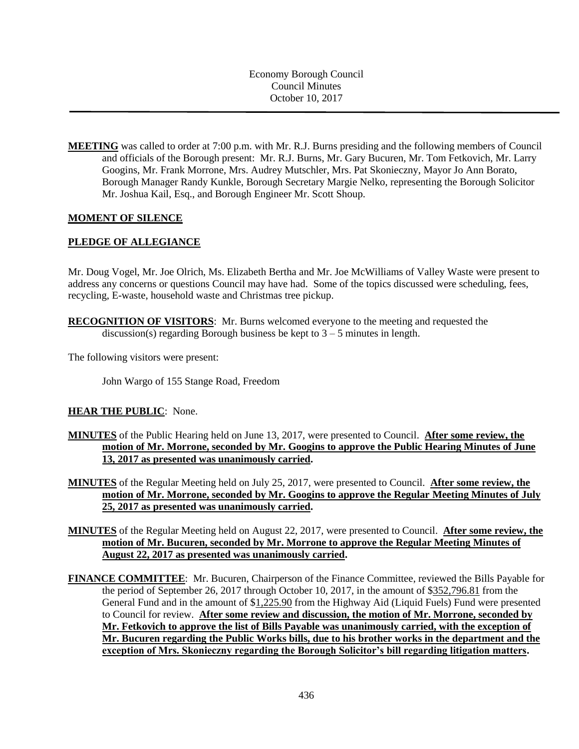Economy Borough Council
Council Minutes
October 10, 2017

---

**MEETING** was called to order at 7:00 p.m. with Mr. R.J. Burns presiding and the following members of Council and officials of the Borough present: Mr. R.J. Burns, Mr. Gary Bucuren, Mr. Tom Fetkovich, Mr. Larry Googins, Mr. Frank Morrone, Mrs. Audrey Mutschler, Mrs. Pat Skonieczny, Mayor Jo Ann Borato, Borough Manager Randy Kunkle, Borough Secretary Margie Nelko, representing the Borough Solicitor Mr. Joshua Kail, Esq., and Borough Engineer Mr. Scott Shoup.

**MOMENT OF SILENCE**

**PLEDGE OF ALLEGIANCE**

Mr. Doug Vogel, Mr. Joe Olrich, Ms. Elizabeth Bertha and Mr. Joe McWilliams of Valley Waste were present to address any concerns or questions Council may have had. Some of the topics discussed were scheduling, fees, recycling, E-waste, household waste and Christmas tree pickup.

**RECOGNITION OF VISITORS**: Mr. Burns welcomed everyone to the meeting and requested the discussion(s) regarding Borough business be kept to 3 – 5 minutes in length.

The following visitors were present:

John Wargo of 155 Stange Road, Freedom

**HEAR THE PUBLIC**: None.

**MINUTES** of the Public Hearing held on June 13, 2017, were presented to Council. **After some review, the motion of Mr. Morrone, seconded by Mr. Googins to approve the Public Hearing Minutes of June 13, 2017 as presented was unanimously carried.**

**MINUTES** of the Regular Meeting held on July 25, 2017, were presented to Council. **After some review, the motion of Mr. Morrone, seconded by Mr. Googins to approve the Regular Meeting Minutes of July 25, 2017 as presented was unanimously carried.**

**MINUTES** of the Regular Meeting held on August 22, 2017, were presented to Council. **After some review, the motion of Mr. Bucuren, seconded by Mr. Morrone to approve the Regular Meeting Minutes of August 22, 2017 as presented was unanimously carried.**

**FINANCE COMMITTEE**: Mr. Bucuren, Chairperson of the Finance Committee, reviewed the Bills Payable for the period of September 26, 2017 through October 10, 2017, in the amount of $352,796.81 from the General Fund and in the amount of $1,225.90 from the Highway Aid (Liquid Fuels) Fund were presented to Council for review. **After some review and discussion, the motion of Mr. Morrone, seconded by Mr. Fetkovich to approve the list of Bills Payable was unanimously carried, with the exception of Mr. Bucuren regarding the Public Works bills, due to his brother works in the department and the exception of Mrs. Skonieczny regarding the Borough Solicitor's bill regarding litigation matters.**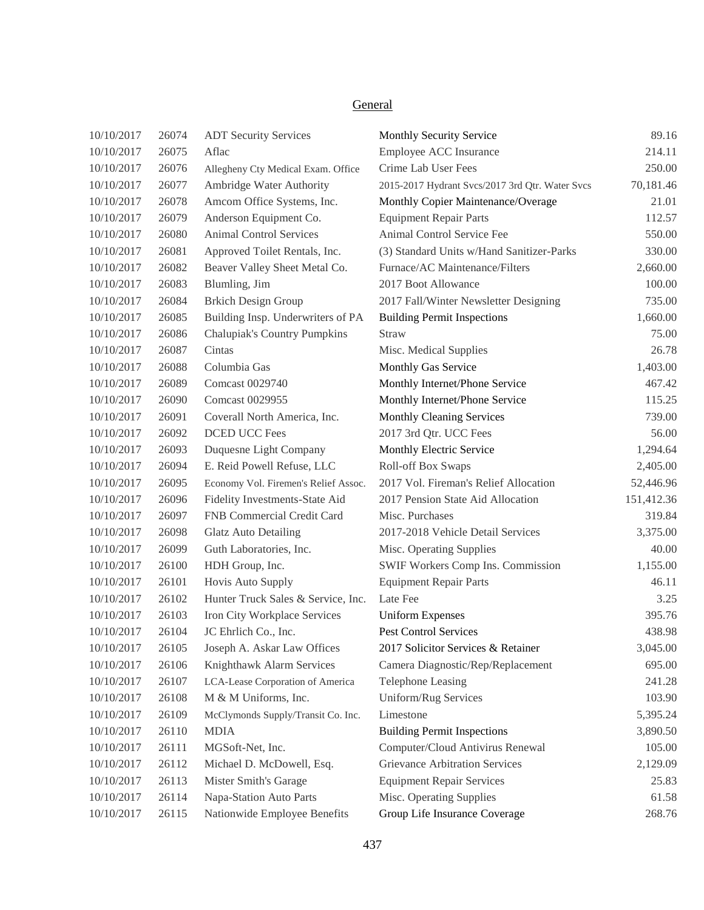## General

| Date | Check No. | Vendor | Description | Amount |
|---|---|---|---|---|
| 10/10/2017 | 26074 | ADT Security Services | Monthly Security Service | 89.16 |
| 10/10/2017 | 26075 | Aflac | Employee ACC Insurance | 214.11 |
| 10/10/2017 | 26076 | Allegheny Cty Medical Exam. Office | Crime Lab User Fees | 250.00 |
| 10/10/2017 | 26077 | Ambridge Water Authority | 2015-2017 Hydrant Svcs/2017 3rd Qtr. Water Svcs | 70,181.46 |
| 10/10/2017 | 26078 | Amcom Office Systems, Inc. | Monthly Copier Maintenance/Overage | 21.01 |
| 10/10/2017 | 26079 | Anderson Equipment Co. | Equipment Repair Parts | 112.57 |
| 10/10/2017 | 26080 | Animal Control Services | Animal Control Service Fee | 550.00 |
| 10/10/2017 | 26081 | Approved Toilet Rentals, Inc. | (3) Standard Units w/Hand Sanitizer-Parks | 330.00 |
| 10/10/2017 | 26082 | Beaver Valley Sheet Metal Co. | Furnace/AC Maintenance/Filters | 2,660.00 |
| 10/10/2017 | 26083 | Blumling, Jim | 2017 Boot Allowance | 100.00 |
| 10/10/2017 | 26084 | Brkich Design Group | 2017 Fall/Winter Newsletter Designing | 735.00 |
| 10/10/2017 | 26085 | Building Insp. Underwriters of PA | Building Permit Inspections | 1,660.00 |
| 10/10/2017 | 26086 | Chalupiak's Country Pumpkins | Straw | 75.00 |
| 10/10/2017 | 26087 | Cintas | Misc. Medical Supplies | 26.78 |
| 10/10/2017 | 26088 | Columbia Gas | Monthly Gas Service | 1,403.00 |
| 10/10/2017 | 26089 | Comcast 0029740 | Monthly Internet/Phone Service | 467.42 |
| 10/10/2017 | 26090 | Comcast 0029955 | Monthly Internet/Phone Service | 115.25 |
| 10/10/2017 | 26091 | Coverall North America, Inc. | Monthly Cleaning Services | 739.00 |
| 10/10/2017 | 26092 | DCED UCC Fees | 2017 3rd Qtr. UCC Fees | 56.00 |
| 10/10/2017 | 26093 | Duquesne Light Company | Monthly Electric Service | 1,294.64 |
| 10/10/2017 | 26094 | E. Reid Powell Refuse, LLC | Roll-off Box Swaps | 2,405.00 |
| 10/10/2017 | 26095 | Economy Vol. Firemen's Relief Assoc. | 2017 Vol. Fireman's Relief Allocation | 52,446.96 |
| 10/10/2017 | 26096 | Fidelity Investments-State Aid | 2017 Pension State Aid Allocation | 151,412.36 |
| 10/10/2017 | 26097 | FNB Commercial Credit Card | Misc. Purchases | 319.84 |
| 10/10/2017 | 26098 | Glatz Auto Detailing | 2017-2018 Vehicle Detail Services | 3,375.00 |
| 10/10/2017 | 26099 | Guth Laboratories, Inc. | Misc. Operating Supplies | 40.00 |
| 10/10/2017 | 26100 | HDH Group, Inc. | SWIF Workers Comp Ins. Commission | 1,155.00 |
| 10/10/2017 | 26101 | Hovis Auto Supply | Equipment Repair Parts | 46.11 |
| 10/10/2017 | 26102 | Hunter Truck Sales & Service, Inc. | Late Fee | 3.25 |
| 10/10/2017 | 26103 | Iron City Workplace Services | Uniform Expenses | 395.76 |
| 10/10/2017 | 26104 | JC Ehrlich Co., Inc. | Pest Control Services | 438.98 |
| 10/10/2017 | 26105 | Joseph A. Askar Law Offices | 2017 Solicitor Services & Retainer | 3,045.00 |
| 10/10/2017 | 26106 | Knighthawk Alarm Services | Camera Diagnostic/Rep/Replacement | 695.00 |
| 10/10/2017 | 26107 | LCA-Lease Corporation of America | Telephone Leasing | 241.28 |
| 10/10/2017 | 26108 | M & M Uniforms, Inc. | Uniform/Rug Services | 103.90 |
| 10/10/2017 | 26109 | McClymonds Supply/Transit Co. Inc. | Limestone | 5,395.24 |
| 10/10/2017 | 26110 | MDIA | Building Permit Inspections | 3,890.50 |
| 10/10/2017 | 26111 | MGSoft-Net, Inc. | Computer/Cloud Antivirus Renewal | 105.00 |
| 10/10/2017 | 26112 | Michael D. McDowell, Esq. | Grievance Arbitration Services | 2,129.09 |
| 10/10/2017 | 26113 | Mister Smith's Garage | Equipment Repair Services | 25.83 |
| 10/10/2017 | 26114 | Napa-Station Auto Parts | Misc. Operating Supplies | 61.58 |
| 10/10/2017 | 26115 | Nationwide Employee Benefits | Group Life Insurance Coverage | 268.76 |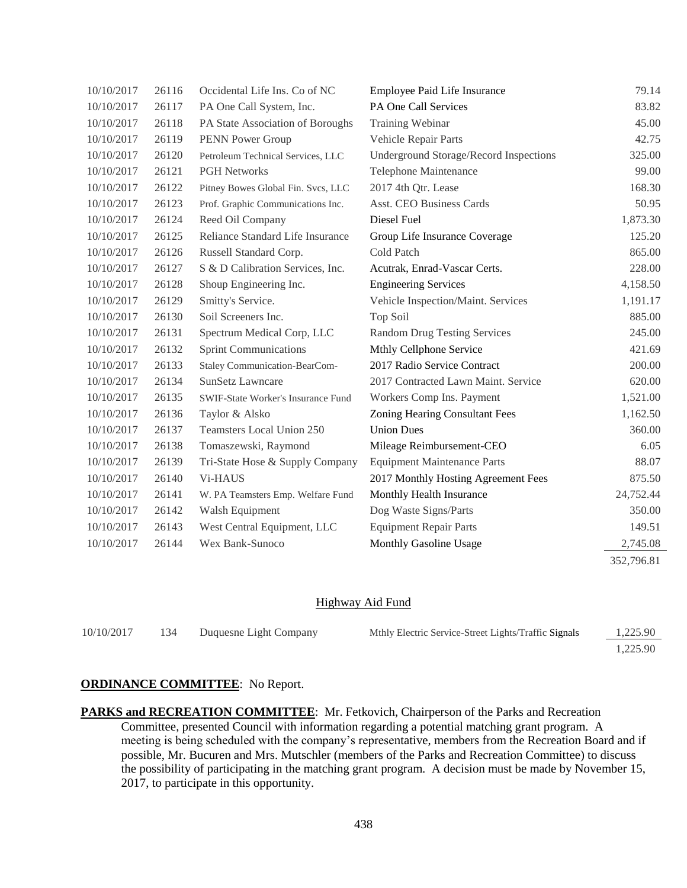| | | | | |
|---|---|---|---|---|
| 10/10/2017 | 26116 | Occidental Life Ins. Co of NC | Employee Paid Life Insurance | 79.14 |
| 10/10/2017 | 26117 | PA One Call System, Inc. | PA One Call Services | 83.82 |
| 10/10/2017 | 26118 | PA State Association of Boroughs | Training Webinar | 45.00 |
| 10/10/2017 | 26119 | PENN Power Group | Vehicle Repair Parts | 42.75 |
| 10/10/2017 | 26120 | Petroleum Technical Services, LLC | Underground Storage/Record Inspections | 325.00 |
| 10/10/2017 | 26121 | PGH Networks | Telephone Maintenance | 99.00 |
| 10/10/2017 | 26122 | Pitney Bowes Global Fin. Svcs, LLC | 2017 4th Qtr. Lease | 168.30 |
| 10/10/2017 | 26123 | Prof. Graphic Communications Inc. | Asst. CEO Business Cards | 50.95 |
| 10/10/2017 | 26124 | Reed Oil Company | Diesel Fuel | 1,873.30 |
| 10/10/2017 | 26125 | Reliance Standard Life Insurance | Group Life Insurance Coverage | 125.20 |
| 10/10/2017 | 26126 | Russell Standard Corp. | Cold Patch | 865.00 |
| 10/10/2017 | 26127 | S & D Calibration Services, Inc. | Acutrak, Enrad-Vascar Certs. | 228.00 |
| 10/10/2017 | 26128 | Shoup Engineering Inc. | Engineering Services | 4,158.50 |
| 10/10/2017 | 26129 | Smitty's Service. | Vehicle Inspection/Maint. Services | 1,191.17 |
| 10/10/2017 | 26130 | Soil Screeners Inc. | Top Soil | 885.00 |
| 10/10/2017 | 26131 | Spectrum Medical Corp, LLC | Random Drug Testing Services | 245.00 |
| 10/10/2017 | 26132 | Sprint Communications | Mthly Cellphone Service | 421.69 |
| 10/10/2017 | 26133 | Staley Communication-BearCom- | 2017 Radio Service Contract | 200.00 |
| 10/10/2017 | 26134 | SunSetz Lawncare | 2017 Contracted Lawn Maint. Service | 620.00 |
| 10/10/2017 | 26135 | SWIF-State Worker's Insurance Fund | Workers Comp Ins. Payment | 1,521.00 |
| 10/10/2017 | 26136 | Taylor & Alsko | Zoning Hearing Consultant Fees | 1,162.50 |
| 10/10/2017 | 26137 | Teamsters Local Union 250 | Union Dues | 360.00 |
| 10/10/2017 | 26138 | Tomaszewski, Raymond | Mileage Reimbursement-CEO | 6.05 |
| 10/10/2017 | 26139 | Tri-State Hose & Supply Company | Equipment Maintenance Parts | 88.07 |
| 10/10/2017 | 26140 | Vi-HAUS | 2017 Monthly Hosting Agreement Fees | 875.50 |
| 10/10/2017 | 26141 | W. PA Teamsters Emp. Welfare Fund | Monthly Health Insurance | 24,752.44 |
| 10/10/2017 | 26142 | Walsh Equipment | Dog Waste Signs/Parts | 350.00 |
| 10/10/2017 | 26143 | West Central Equipment, LLC | Equipment Repair Parts | 149.51 |
| 10/10/2017 | 26144 | Wex Bank-Sunoco | Monthly Gasoline Usage | 2,745.08 |
| | | | | 352,796.81 |

## Highway Aid Fund

| | | | | |
|---|---|---|---|---|
| 10/10/2017 | 134 | Duquesne Light Company | Mthly Electric Service-Street Lights/Traffic Signals | 1,225.90 |
| | | | | 1,225.90 |

**ORDINANCE COMMITTEE**: No Report.

**PARKS and RECREATION COMMITTEE**: Mr. Fetkovich, Chairperson of the Parks and Recreation Committee, presented Council with information regarding a potential matching grant program. A meeting is being scheduled with the company's representative, members from the Recreation Board and if possible, Mr. Bucuren and Mrs. Mutschler (members of the Parks and Recreation Committee) to discuss the possibility of participating in the matching grant program. A decision must be made by November 15, 2017, to participate in this opportunity.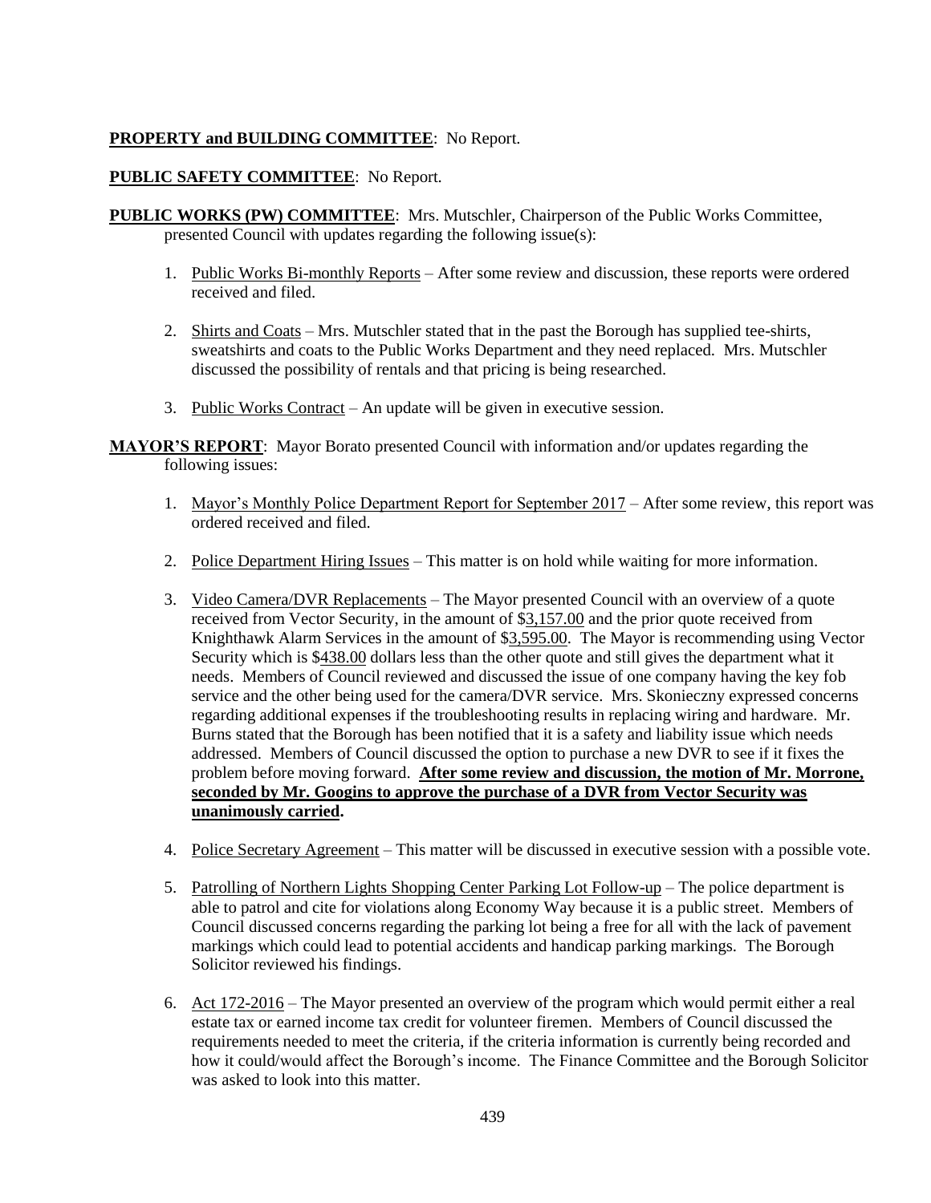**PROPERTY and BUILDING COMMITTEE**: No Report.

**PUBLIC SAFETY COMMITTEE**: No Report.

**PUBLIC WORKS (PW) COMMITTEE**: Mrs. Mutschler, Chairperson of the Public Works Committee, presented Council with updates regarding the following issue(s):

1. Public Works Bi-monthly Reports – After some review and discussion, these reports were ordered received and filed.

2. Shirts and Coats – Mrs. Mutschler stated that in the past the Borough has supplied tee-shirts, sweatshirts and coats to the Public Works Department and they need replaced. Mrs. Mutschler discussed the possibility of rentals and that pricing is being researched.

3. Public Works Contract – An update will be given in executive session.

**MAYOR'S REPORT**: Mayor Borato presented Council with information and/or updates regarding the following issues:

1. Mayor's Monthly Police Department Report for September 2017 – After some review, this report was ordered received and filed.

2. Police Department Hiring Issues – This matter is on hold while waiting for more information.

3. Video Camera/DVR Replacements – The Mayor presented Council with an overview of a quote received from Vector Security, in the amount of $3,157.00 and the prior quote received from Knighthawk Alarm Services in the amount of $3,595.00. The Mayor is recommending using Vector Security which is $438.00 dollars less than the other quote and still gives the department what it needs. Members of Council reviewed and discussed the issue of one company having the key fob service and the other being used for the camera/DVR service. Mrs. Skonieczny expressed concerns regarding additional expenses if the troubleshooting results in replacing wiring and hardware. Mr. Burns stated that the Borough has been notified that it is a safety and liability issue which needs addressed. Members of Council discussed the option to purchase a new DVR to see if it fixes the problem before moving forward. **After some review and discussion, the motion of Mr. Morrone, seconded by Mr. Googins to approve the purchase of a DVR from Vector Security was unanimously carried.**

4. Police Secretary Agreement – This matter will be discussed in executive session with a possible vote.

5. Patrolling of Northern Lights Shopping Center Parking Lot Follow-up – The police department is able to patrol and cite for violations along Economy Way because it is a public street. Members of Council discussed concerns regarding the parking lot being a free for all with the lack of pavement markings which could lead to potential accidents and handicap parking markings. The Borough Solicitor reviewed his findings.

6. Act 172-2016 – The Mayor presented an overview of the program which would permit either a real estate tax or earned income tax credit for volunteer firemen. Members of Council discussed the requirements needed to meet the criteria, if the criteria information is currently being recorded and how it could/would affect the Borough's income. The Finance Committee and the Borough Solicitor was asked to look into this matter.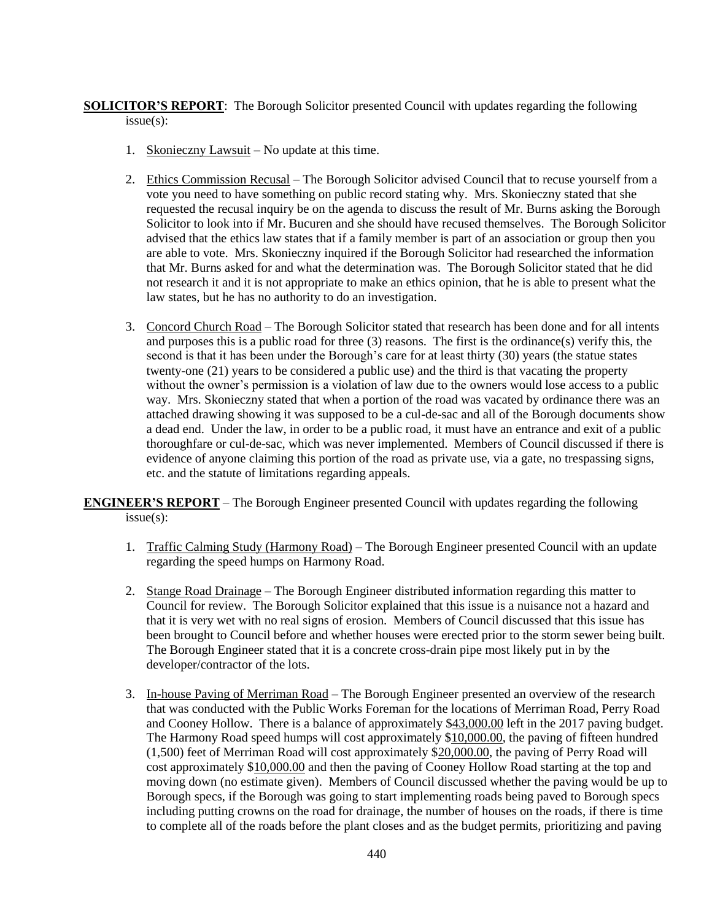**SOLICITOR'S REPORT**: The Borough Solicitor presented Council with updates regarding the following issue(s):

1. Skonieczny Lawsuit – No update at this time.

2. Ethics Commission Recusal – The Borough Solicitor advised Council that to recuse yourself from a vote you need to have something on public record stating why. Mrs. Skonieczny stated that she requested the recusal inquiry be on the agenda to discuss the result of Mr. Burns asking the Borough Solicitor to look into if Mr. Bucuren and she should have recused themselves. The Borough Solicitor advised that the ethics law states that if a family member is part of an association or group then you are able to vote. Mrs. Skonieczny inquired if the Borough Solicitor had researched the information that Mr. Burns asked for and what the determination was. The Borough Solicitor stated that he did not research it and it is not appropriate to make an ethics opinion, that he is able to present what the law states, but he has no authority to do an investigation.

3. Concord Church Road – The Borough Solicitor stated that research has been done and for all intents and purposes this is a public road for three (3) reasons. The first is the ordinance(s) verify this, the second is that it has been under the Borough's care for at least thirty (30) years (the statue states twenty-one (21) years to be considered a public use) and the third is that vacating the property without the owner's permission is a violation of law due to the owners would lose access to a public way. Mrs. Skonieczny stated that when a portion of the road was vacated by ordinance there was an attached drawing showing it was supposed to be a cul-de-sac and all of the Borough documents show a dead end. Under the law, in order to be a public road, it must have an entrance and exit of a public thoroughfare or cul-de-sac, which was never implemented. Members of Council discussed if there is evidence of anyone claiming this portion of the road as private use, via a gate, no trespassing signs, etc. and the statute of limitations regarding appeals.

**ENGINEER'S REPORT** – The Borough Engineer presented Council with updates regarding the following issue(s):

1. Traffic Calming Study (Harmony Road) – The Borough Engineer presented Council with an update regarding the speed humps on Harmony Road.

2. Stange Road Drainage – The Borough Engineer distributed information regarding this matter to Council for review. The Borough Solicitor explained that this issue is a nuisance not a hazard and that it is very wet with no real signs of erosion. Members of Council discussed that this issue has been brought to Council before and whether houses were erected prior to the storm sewer being built. The Borough Engineer stated that it is a concrete cross-drain pipe most likely put in by the developer/contractor of the lots.

3. In-house Paving of Merriman Road – The Borough Engineer presented an overview of the research that was conducted with the Public Works Foreman for the locations of Merriman Road, Perry Road and Cooney Hollow. There is a balance of approximately $43,000.00 left in the 2017 paving budget. The Harmony Road speed humps will cost approximately $10,000.00, the paving of fifteen hundred (1,500) feet of Merriman Road will cost approximately $20,000.00, the paving of Perry Road will cost approximately $10,000.00 and then the paving of Cooney Hollow Road starting at the top and moving down (no estimate given). Members of Council discussed whether the paving would be up to Borough specs, if the Borough was going to start implementing roads being paved to Borough specs including putting crowns on the road for drainage, the number of houses on the roads, if there is time to complete all of the roads before the plant closes and as the budget permits, prioritizing and paving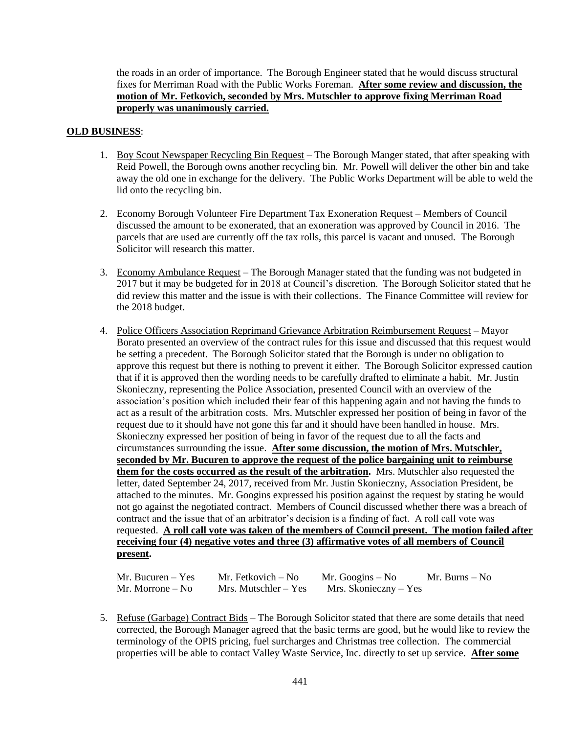the roads in an order of importance. The Borough Engineer stated that he would discuss structural fixes for Merriman Road with the Public Works Foreman. **After some review and discussion, the motion of Mr. Fetkovich, seconded by Mrs. Mutschler to approve fixing Merriman Road properly was unanimously carried.**

**OLD BUSINESS**:

1. Boy Scout Newspaper Recycling Bin Request – The Borough Manger stated, that after speaking with Reid Powell, the Borough owns another recycling bin. Mr. Powell will deliver the other bin and take away the old one in exchange for the delivery. The Public Works Department will be able to weld the lid onto the recycling bin.

2. Economy Borough Volunteer Fire Department Tax Exoneration Request – Members of Council discussed the amount to be exonerated, that an exoneration was approved by Council in 2016. The parcels that are used are currently off the tax rolls, this parcel is vacant and unused. The Borough Solicitor will research this matter.

3. Economy Ambulance Request – The Borough Manager stated that the funding was not budgeted in 2017 but it may be budgeted for in 2018 at Council's discretion. The Borough Solicitor stated that he did review this matter and the issue is with their collections. The Finance Committee will review for the 2018 budget.

4. Police Officers Association Reprimand Grievance Arbitration Reimbursement Request – Mayor Borato presented an overview of the contract rules for this issue and discussed that this request would be setting a precedent. The Borough Solicitor stated that the Borough is under no obligation to approve this request but there is nothing to prevent it either. The Borough Solicitor expressed caution that if it is approved then the wording needs to be carefully drafted to eliminate a habit. Mr. Justin Skonieczny, representing the Police Association, presented Council with an overview of the association's position which included their fear of this happening again and not having the funds to act as a result of the arbitration costs. Mrs. Mutschler expressed her position of being in favor of the request due to it should have not gone this far and it should have been handled in house. Mrs. Skonieczny expressed her position of being in favor of the request due to all the facts and circumstances surrounding the issue. **After some discussion, the motion of Mrs. Mutschler, seconded by Mr. Bucuren to approve the request of the police bargaining unit to reimburse them for the costs occurred as the result of the arbitration.** Mrs. Mutschler also requested the letter, dated September 24, 2017, received from Mr. Justin Skonieczny, Association President, be attached to the minutes. Mr. Googins expressed his position against the request by stating he would not go against the negotiated contract. Members of Council discussed whether there was a breach of contract and the issue that of an arbitrator's decision is a finding of fact. A roll call vote was requested. **A roll call vote was taken of the members of Council present. The motion failed after receiving four (4) negative votes and three (3) affirmative votes of all members of Council present.**

   Mr. Bucuren – Yes    Mr. Fetkovich – No    Mr. Googins – No    Mr. Burns – No
   Mr. Morrone – No    Mrs. Mutschler – Yes    Mrs. Skonieczny – Yes

5. Refuse (Garbage) Contract Bids – The Borough Solicitor stated that there are some details that need corrected, the Borough Manager agreed that the basic terms are good, but he would like to review the terminology of the OPIS pricing, fuel surcharges and Christmas tree collection. The commercial properties will be able to contact Valley Waste Service, Inc. directly to set up service. **After some**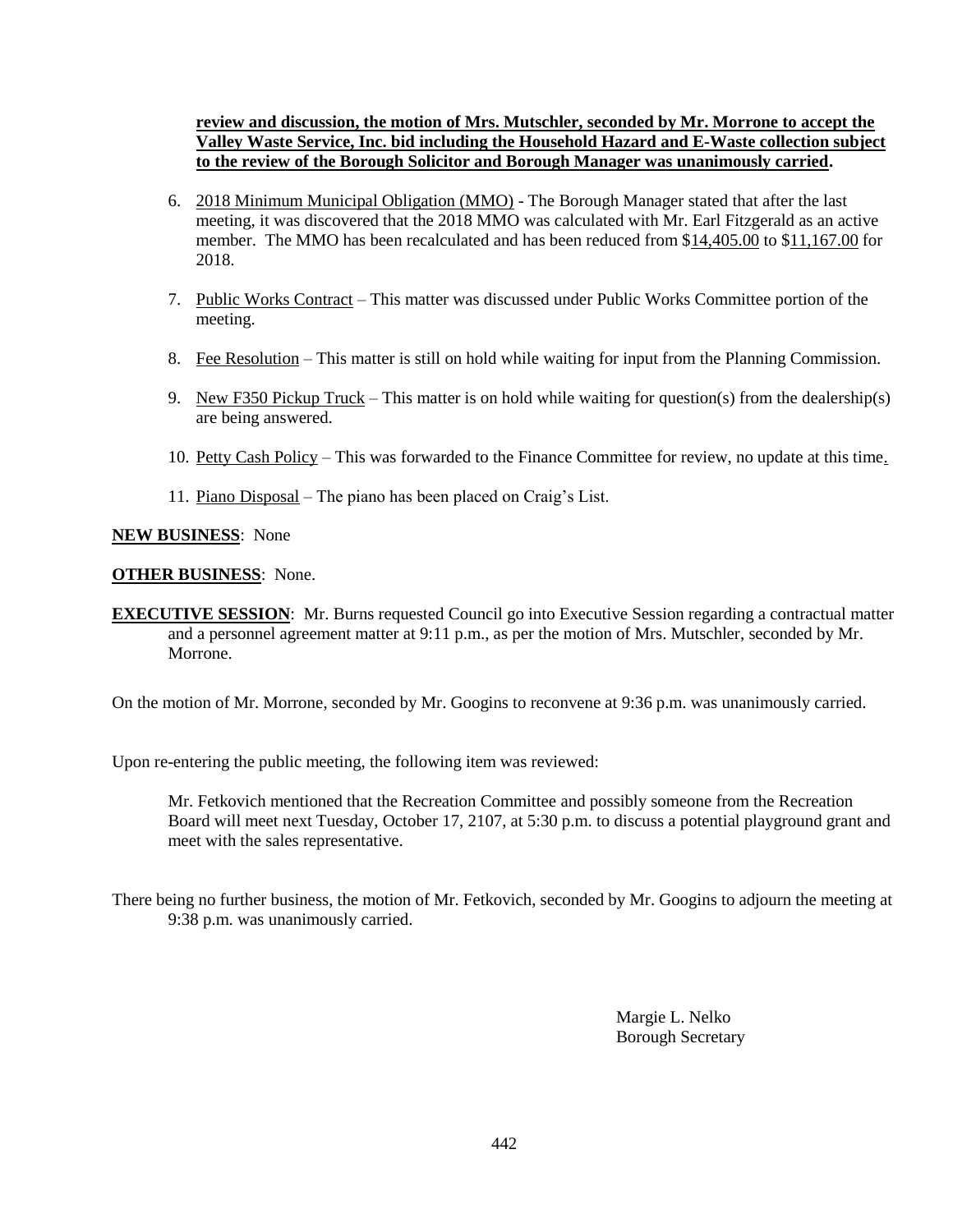**review and discussion, the motion of Mrs. Mutschler, seconded by Mr. Morrone to accept the Valley Waste Service, Inc. bid including the Household Hazard and E-Waste collection subject to the review of the Borough Solicitor and Borough Manager was unanimously carried.**

6. 2018 Minimum Municipal Obligation (MMO) - The Borough Manager stated that after the last meeting, it was discovered that the 2018 MMO was calculated with Mr. Earl Fitzgerald as an active member. The MMO has been recalculated and has been reduced from $14,405.00 to $11,167.00 for 2018.

7. Public Works Contract – This matter was discussed under Public Works Committee portion of the meeting.

8. Fee Resolution – This matter is still on hold while waiting for input from the Planning Commission.

9. New F350 Pickup Truck – This matter is on hold while waiting for question(s) from the dealership(s) are being answered.

10. Petty Cash Policy – This was forwarded to the Finance Committee for review, no update at this time.

11. Piano Disposal – The piano has been placed on Craig's List.

**NEW BUSINESS**: None

**OTHER BUSINESS**: None.

**EXECUTIVE SESSION**: Mr. Burns requested Council go into Executive Session regarding a contractual matter and a personnel agreement matter at 9:11 p.m., as per the motion of Mrs. Mutschler, seconded by Mr. Morrone.

On the motion of Mr. Morrone, seconded by Mr. Googins to reconvene at 9:36 p.m. was unanimously carried.

Upon re-entering the public meeting, the following item was reviewed:

Mr. Fetkovich mentioned that the Recreation Committee and possibly someone from the Recreation Board will meet next Tuesday, October 17, 2107, at 5:30 p.m. to discuss a potential playground grant and meet with the sales representative.

There being no further business, the motion of Mr. Fetkovich, seconded by Mr. Googins to adjourn the meeting at 9:38 p.m. was unanimously carried.

Margie L. Nelko
Borough Secretary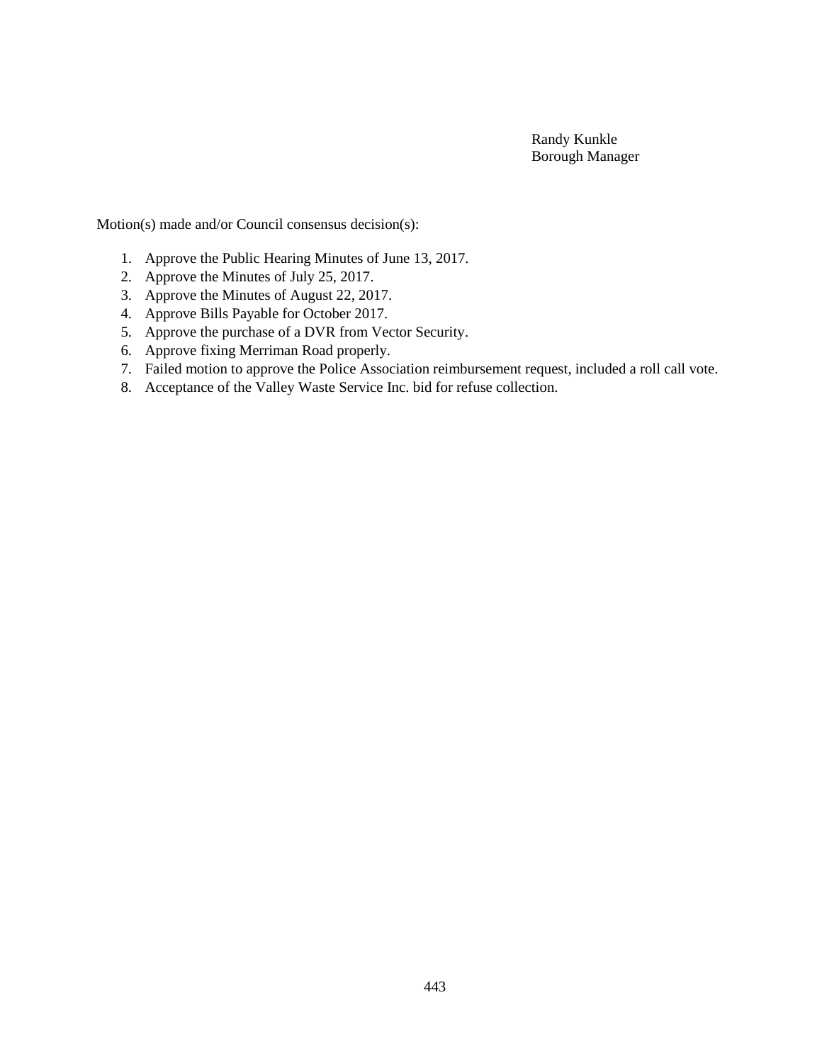Randy Kunkle
Borough Manager

Motion(s) made and/or Council consensus decision(s):

1. Approve the Public Hearing Minutes of June 13, 2017.
2. Approve the Minutes of July 25, 2017.
3. Approve the Minutes of August 22, 2017.
4. Approve Bills Payable for October 2017.
5. Approve the purchase of a DVR from Vector Security.
6. Approve fixing Merriman Road properly.
7. Failed motion to approve the Police Association reimbursement request, included a roll call vote.
8. Acceptance of the Valley Waste Service Inc. bid for refuse collection.